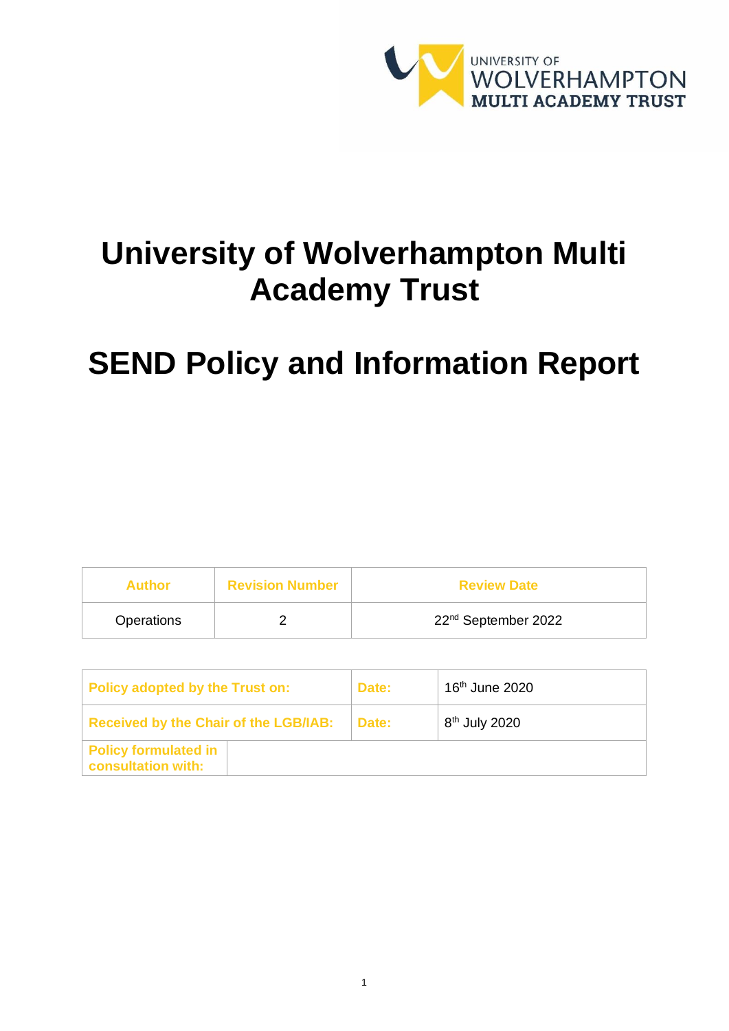# University of Wolverhampton Multi Academy Trust

# SEND Policy and Information Report

| Author | Revision Number | Review Date |
| --- | --- | --- |
| Operations | 2 | 22nd September 2022 |

| Policy adopted by the Trust on: | Date: | 16th June 2020 |
| --- | --- | --- |
| Received by the Chair of the LGB/IAB: | Date: | 8th July 2020 |
| Policy formulated in consultation with: | | |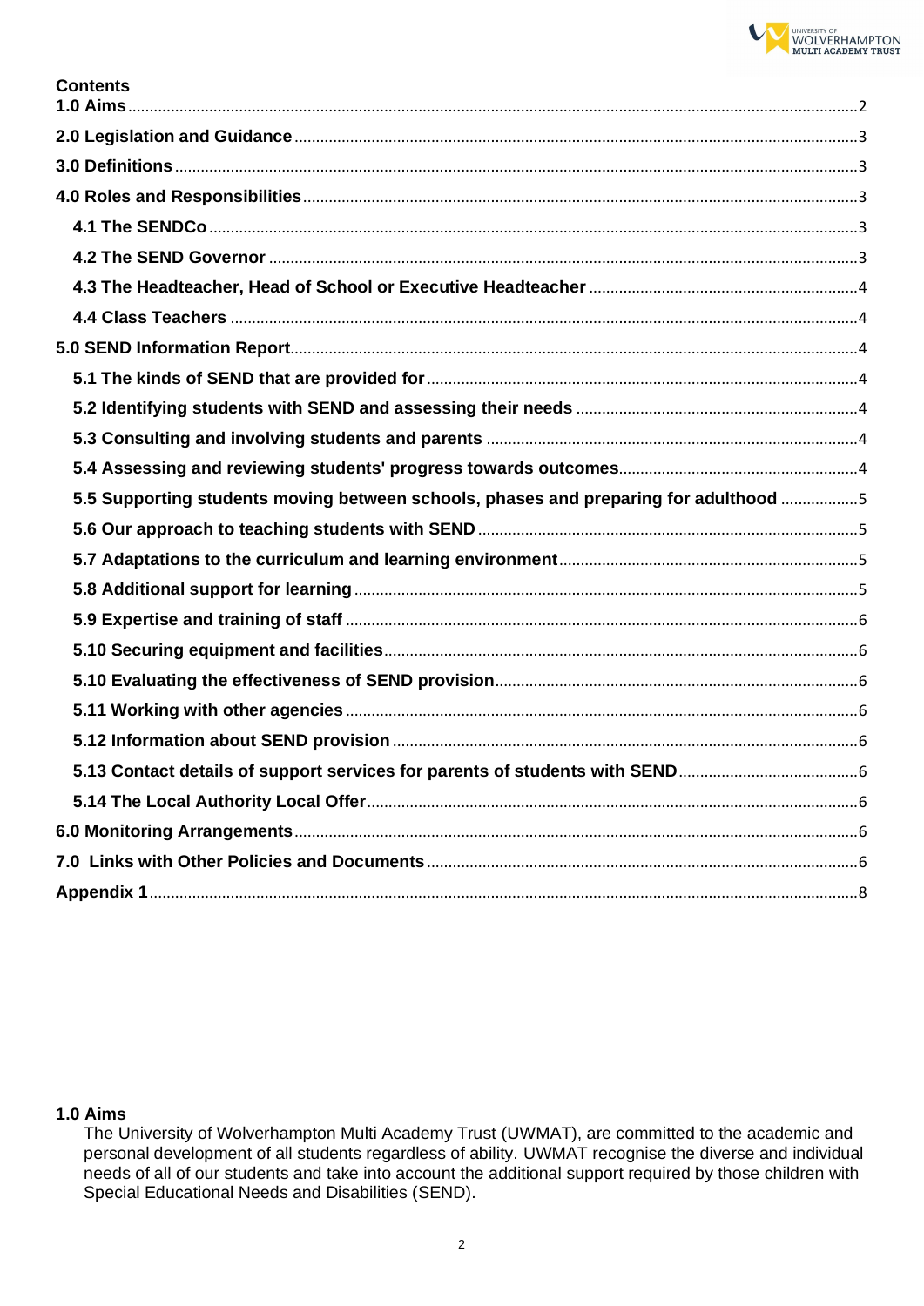## Contents

- **1.0 Aims** ......... 2
- **2.0 Legislation and Guidance** ......... 3
- **3.0 Definitions** ......... 3
- **4.0 Roles and Responsibilities** ......... 3
  - **4.1 The SENDCo** ......... 3
  - **4.2 The SEND Governor** ......... 3
  - **4.3 The Headteacher, Head of School or Executive Headteacher** ......... 4
  - **4.4 Class Teachers** ......... 4
- **5.0 SEND Information Report** ......... 4
  - **5.1 The kinds of SEND that are provided for** ......... 4
  - **5.2 Identifying students with SEND and assessing their needs** ......... 4
  - **5.3 Consulting and involving students and parents** ......... 4
  - **5.4 Assessing and reviewing students' progress towards outcomes** ......... 4
  - **5.5 Supporting students moving between schools, phases and preparing for adulthood** ......... 5
  - **5.6 Our approach to teaching students with SEND** ......... 5
  - **5.7 Adaptations to the curriculum and learning environment** ......... 5
  - **5.8 Additional support for learning** ......... 5
  - **5.9 Expertise and training of staff** ......... 6
  - **5.10 Securing equipment and facilities** ......... 6
  - **5.10 Evaluating the effectiveness of SEND provision** ......... 6
  - **5.11 Working with other agencies** ......... 6
  - **5.12 Information about SEND provision** ......... 6
  - **5.13 Contact details of support services for parents of students with SEND** ......... 6
  - **5.14 The Local Authority Local Offer** ......... 6
- **6.0 Monitoring Arrangements** ......... 6
- **7.0 Links with Other Policies and Documents** ......... 6
- **Appendix 1** ......... 8

## 1.0 Aims

The University of Wolverhampton Multi Academy Trust (UWMAT), are committed to the academic and personal development of all students regardless of ability. UWMAT recognise the diverse and individual needs of all of our students and take into account the additional support required by those children with Special Educational Needs and Disabilities (SEND).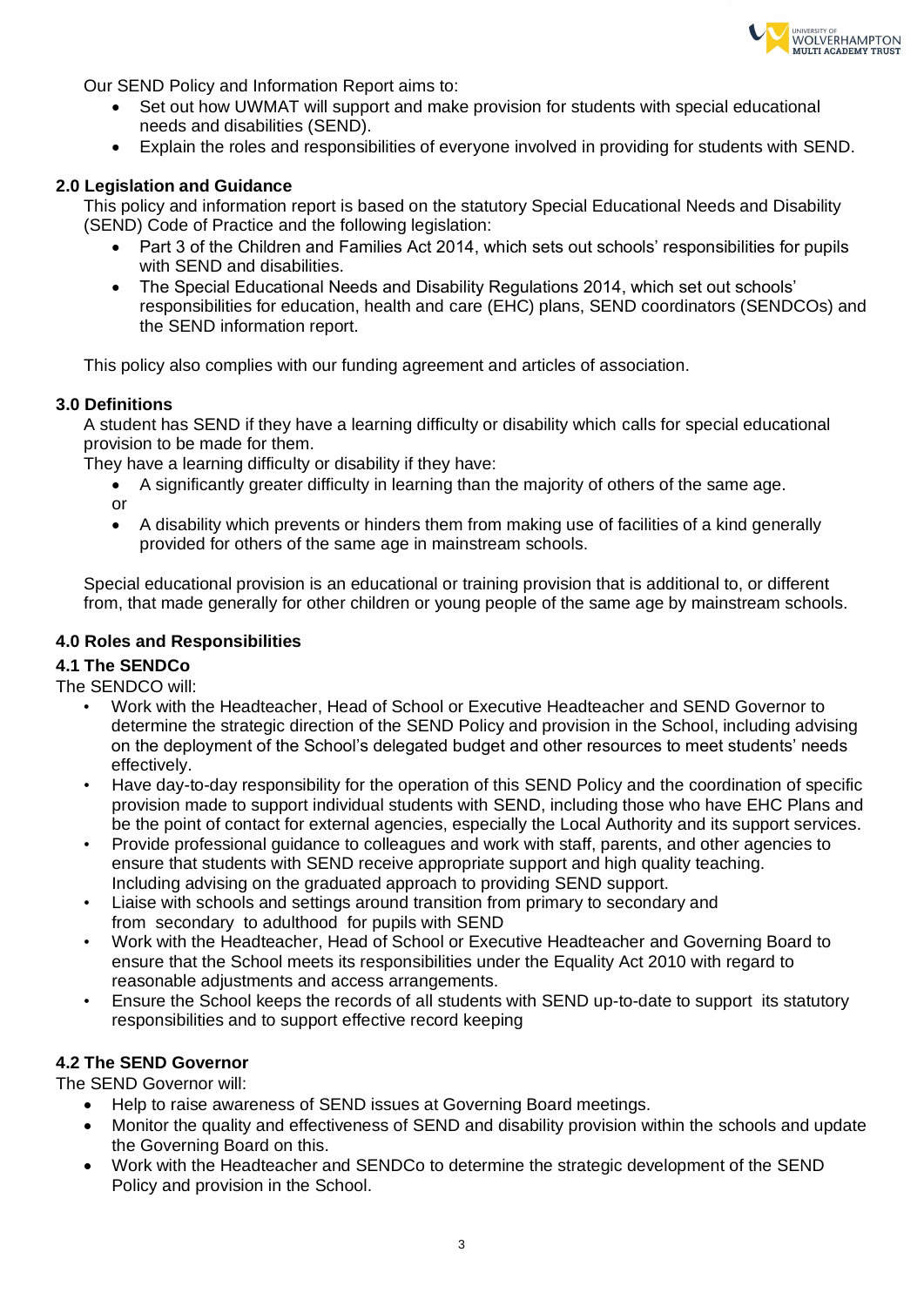Our SEND Policy and Information Report aims to:

- Set out how UWMAT will support and make provision for students with special educational needs and disabilities (SEND).
- Explain the roles and responsibilities of everyone involved in providing for students with SEND.

### 2.0 Legislation and Guidance

This policy and information report is based on the statutory Special Educational Needs and Disability (SEND) Code of Practice and the following legislation:

- Part 3 of the Children and Families Act 2014, which sets out schools' responsibilities for pupils with SEND and disabilities.
- The Special Educational Needs and Disability Regulations 2014, which set out schools' responsibilities for education, health and care (EHC) plans, SEND coordinators (SENDCOs) and the SEND information report.

This policy also complies with our funding agreement and articles of association.

### 3.0 Definitions

A student has SEND if they have a learning difficulty or disability which calls for special educational provision to be made for them.

They have a learning difficulty or disability if they have:

- A significantly greater difficulty in learning than the majority of others of the same age.

or

- A disability which prevents or hinders them from making use of facilities of a kind generally provided for others of the same age in mainstream schools.

Special educational provision is an educational or training provision that is additional to, or different from, that made generally for other children or young people of the same age by mainstream schools.

### 4.0 Roles and Responsibilities

#### 4.1 The SENDCo

The SENDCO will:

- Work with the Headteacher, Head of School or Executive Headteacher and SEND Governor to determine the strategic direction of the SEND Policy and provision in the School, including advising on the deployment of the School's delegated budget and other resources to meet students' needs effectively.
- Have day-to-day responsibility for the operation of this SEND Policy and the coordination of specific provision made to support individual students with SEND, including those who have EHC Plans and be the point of contact for external agencies, especially the Local Authority and its support services.
- Provide professional guidance to colleagues and work with staff, parents, and other agencies to ensure that students with SEND receive appropriate support and high quality teaching. Including advising on the graduated approach to providing SEND support.
- Liaise with schools and settings around transition from primary to secondary and from secondary to adulthood for pupils with SEND
- Work with the Headteacher, Head of School or Executive Headteacher and Governing Board to ensure that the School meets its responsibilities under the Equality Act 2010 with regard to reasonable adjustments and access arrangements.
- Ensure the School keeps the records of all students with SEND up-to-date to support its statutory responsibilities and to support effective record keeping

#### 4.2 The SEND Governor

The SEND Governor will:

- Help to raise awareness of SEND issues at Governing Board meetings.
- Monitor the quality and effectiveness of SEND and disability provision within the schools and update the Governing Board on this.
- Work with the Headteacher and SENDCo to determine the strategic development of the SEND Policy and provision in the School.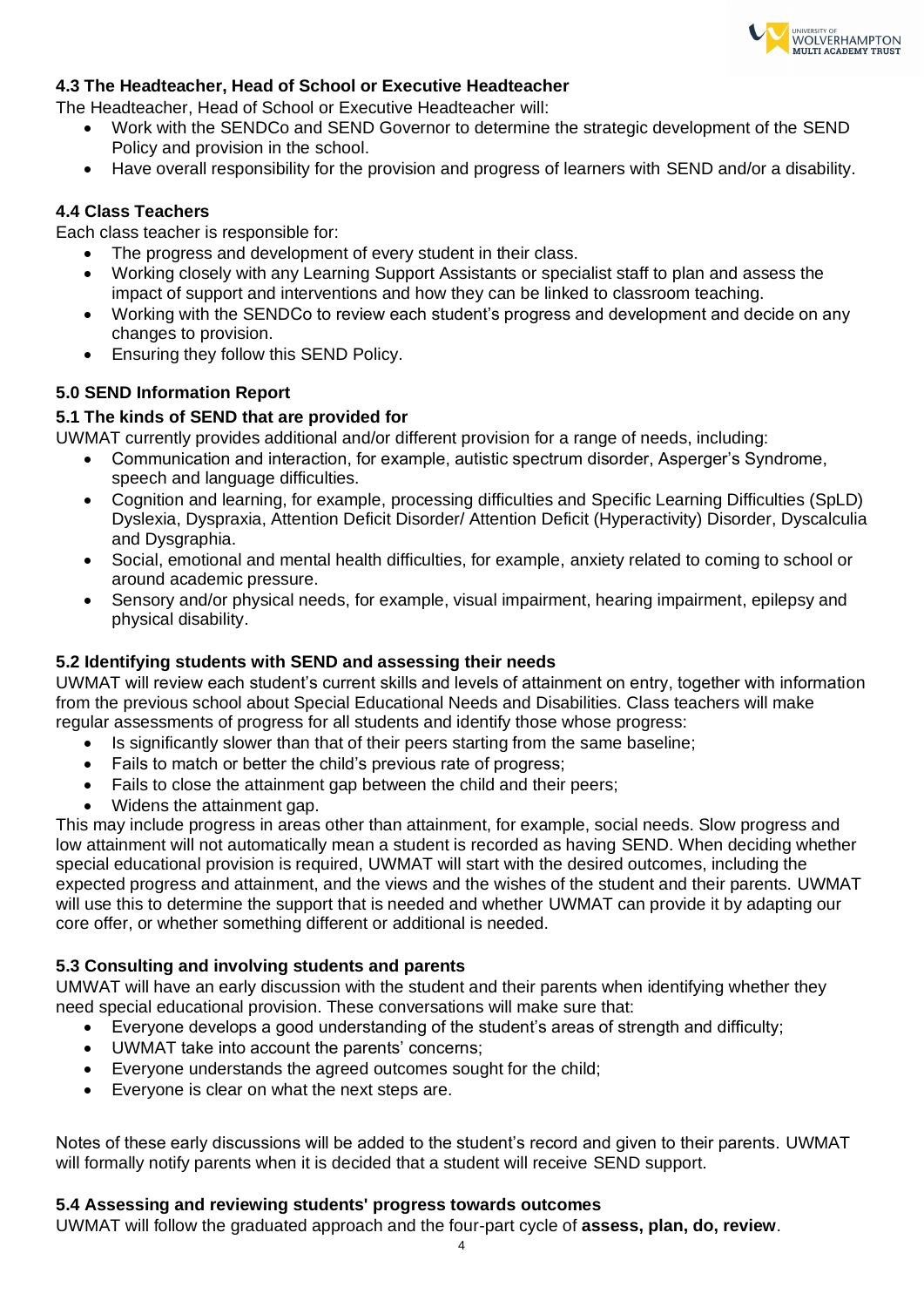### 4.3 The Headteacher, Head of School or Executive Headteacher

The Headteacher, Head of School or Executive Headteacher will:

- Work with the SENDCo and SEND Governor to determine the strategic development of the SEND Policy and provision in the school.
- Have overall responsibility for the provision and progress of learners with SEND and/or a disability.

### 4.4 Class Teachers

Each class teacher is responsible for:

- The progress and development of every student in their class.
- Working closely with any Learning Support Assistants or specialist staff to plan and assess the impact of support and interventions and how they can be linked to classroom teaching.
- Working with the SENDCo to review each student's progress and development and decide on any changes to provision.
- Ensuring they follow this SEND Policy.

## 5.0 SEND Information Report

### 5.1 The kinds of SEND that are provided for

UWMAT currently provides additional and/or different provision for a range of needs, including:

- Communication and interaction, for example, autistic spectrum disorder, Asperger's Syndrome, speech and language difficulties.
- Cognition and learning, for example, processing difficulties and Specific Learning Difficulties (SpLD) Dyslexia, Dyspraxia, Attention Deficit Disorder/ Attention Deficit (Hyperactivity) Disorder, Dyscalculia and Dysgraphia.
- Social, emotional and mental health difficulties, for example, anxiety related to coming to school or around academic pressure.
- Sensory and/or physical needs, for example, visual impairment, hearing impairment, epilepsy and physical disability.

### 5.2 Identifying students with SEND and assessing their needs

UWMAT will review each student's current skills and levels of attainment on entry, together with information from the previous school about Special Educational Needs and Disabilities. Class teachers will make regular assessments of progress for all students and identify those whose progress:

- Is significantly slower than that of their peers starting from the same baseline;
- Fails to match or better the child's previous rate of progress;
- Fails to close the attainment gap between the child and their peers;
- Widens the attainment gap.

This may include progress in areas other than attainment, for example, social needs. Slow progress and low attainment will not automatically mean a student is recorded as having SEND. When deciding whether special educational provision is required, UWMAT will start with the desired outcomes, including the expected progress and attainment, and the views and the wishes of the student and their parents. UWMAT will use this to determine the support that is needed and whether UWMAT can provide it by adapting our core offer, or whether something different or additional is needed.

### 5.3 Consulting and involving students and parents

UMWAT will have an early discussion with the student and their parents when identifying whether they need special educational provision. These conversations will make sure that:

- Everyone develops a good understanding of the student's areas of strength and difficulty;
- UWMAT take into account the parents' concerns;
- Everyone understands the agreed outcomes sought for the child;
- Everyone is clear on what the next steps are.

Notes of these early discussions will be added to the student's record and given to their parents. UWMAT will formally notify parents when it is decided that a student will receive SEND support.

### 5.4 Assessing and reviewing students' progress towards outcomes

UWMAT will follow the graduated approach and the four-part cycle of **assess, plan, do, review**.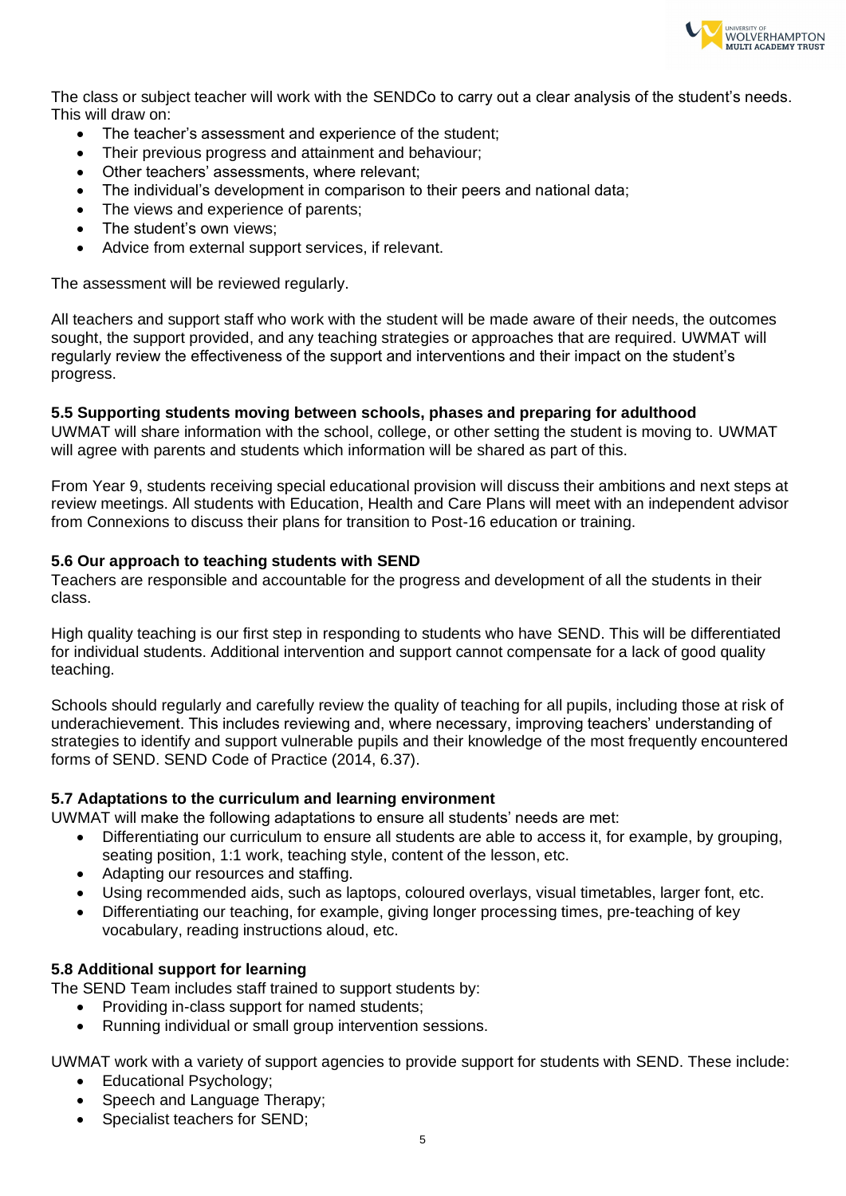The class or subject teacher will work with the SENDCo to carry out a clear analysis of the student's needs. This will draw on:

- The teacher's assessment and experience of the student;
- Their previous progress and attainment and behaviour;
- Other teachers' assessments, where relevant;
- The individual's development in comparison to their peers and national data;
- The views and experience of parents;
- The student's own views;
- Advice from external support services, if relevant.

The assessment will be reviewed regularly.

All teachers and support staff who work with the student will be made aware of their needs, the outcomes sought, the support provided, and any teaching strategies or approaches that are required. UWMAT will regularly review the effectiveness of the support and interventions and their impact on the student's progress.

### 5.5 Supporting students moving between schools, phases and preparing for adulthood

UWMAT will share information with the school, college, or other setting the student is moving to. UWMAT will agree with parents and students which information will be shared as part of this.

From Year 9, students receiving special educational provision will discuss their ambitions and next steps at review meetings. All students with Education, Health and Care Plans will meet with an independent advisor from Connexions to discuss their plans for transition to Post-16 education or training.

### 5.6 Our approach to teaching students with SEND

Teachers are responsible and accountable for the progress and development of all the students in their class.

High quality teaching is our first step in responding to students who have SEND. This will be differentiated for individual students. Additional intervention and support cannot compensate for a lack of good quality teaching.

Schools should regularly and carefully review the quality of teaching for all pupils, including those at risk of underachievement. This includes reviewing and, where necessary, improving teachers' understanding of strategies to identify and support vulnerable pupils and their knowledge of the most frequently encountered forms of SEND. SEND Code of Practice (2014, 6.37).

### 5.7 Adaptations to the curriculum and learning environment

UWMAT will make the following adaptations to ensure all students' needs are met:

- Differentiating our curriculum to ensure all students are able to access it, for example, by grouping, seating position, 1:1 work, teaching style, content of the lesson, etc.
- Adapting our resources and staffing.
- Using recommended aids, such as laptops, coloured overlays, visual timetables, larger font, etc.
- Differentiating our teaching, for example, giving longer processing times, pre-teaching of key vocabulary, reading instructions aloud, etc.

### 5.8 Additional support for learning

The SEND Team includes staff trained to support students by:

- Providing in-class support for named students;
- Running individual or small group intervention sessions.

UWMAT work with a variety of support agencies to provide support for students with SEND. These include:

- Educational Psychology;
- Speech and Language Therapy;
- Specialist teachers for SEND;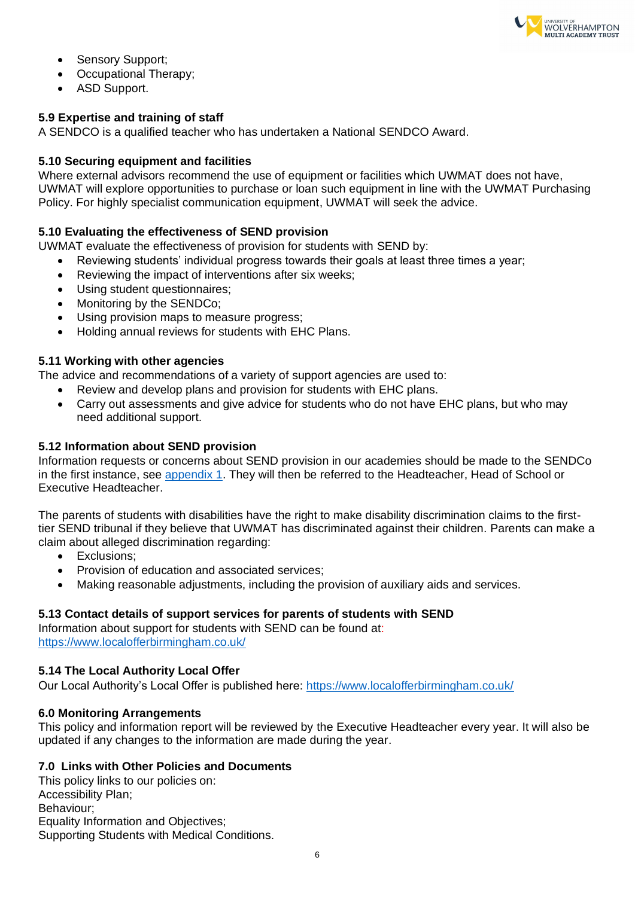- Sensory Support;
- Occupational Therapy;
- ASD Support.

### 5.9 Expertise and training of staff

A SENDCO is a qualified teacher who has undertaken a National SENDCO Award.

### 5.10 Securing equipment and facilities

Where external advisors recommend the use of equipment or facilities which UWMAT does not have, UWMAT will explore opportunities to purchase or loan such equipment in line with the UWMAT Purchasing Policy. For highly specialist communication equipment, UWMAT will seek the advice.

### 5.10 Evaluating the effectiveness of SEND provision

UWMAT evaluate the effectiveness of provision for students with SEND by:

- Reviewing students' individual progress towards their goals at least three times a year;
- Reviewing the impact of interventions after six weeks;
- Using student questionnaires;
- Monitoring by the SENDCo;
- Using provision maps to measure progress;
- Holding annual reviews for students with EHC Plans.

### 5.11 Working with other agencies

The advice and recommendations of a variety of support agencies are used to:

- Review and develop plans and provision for students with EHC plans.
- Carry out assessments and give advice for students who do not have EHC plans, but who may need additional support.

### 5.12 Information about SEND provision

Information requests or concerns about SEND provision in our academies should be made to the SENDCo in the first instance, see appendix 1. They will then be referred to the Headteacher, Head of School or Executive Headteacher.

The parents of students with disabilities have the right to make disability discrimination claims to the first-tier SEND tribunal if they believe that UWMAT has discriminated against their children. Parents can make a claim about alleged discrimination regarding:

- Exclusions;
- Provision of education and associated services;
- Making reasonable adjustments, including the provision of auxiliary aids and services.

### 5.13 Contact details of support services for parents of students with SEND

Information about support for students with SEND can be found at: https://www.localofferbirmingham.co.uk/

### 5.14 The Local Authority Local Offer

Our Local Authority's Local Offer is published here: https://www.localofferbirmingham.co.uk/

### 6.0 Monitoring Arrangements

This policy and information report will be reviewed by the Executive Headteacher every year. It will also be updated if any changes to the information are made during the year.

### 7.0 Links with Other Policies and Documents

This policy links to our policies on:
Accessibility Plan;
Behaviour;
Equality Information and Objectives;
Supporting Students with Medical Conditions.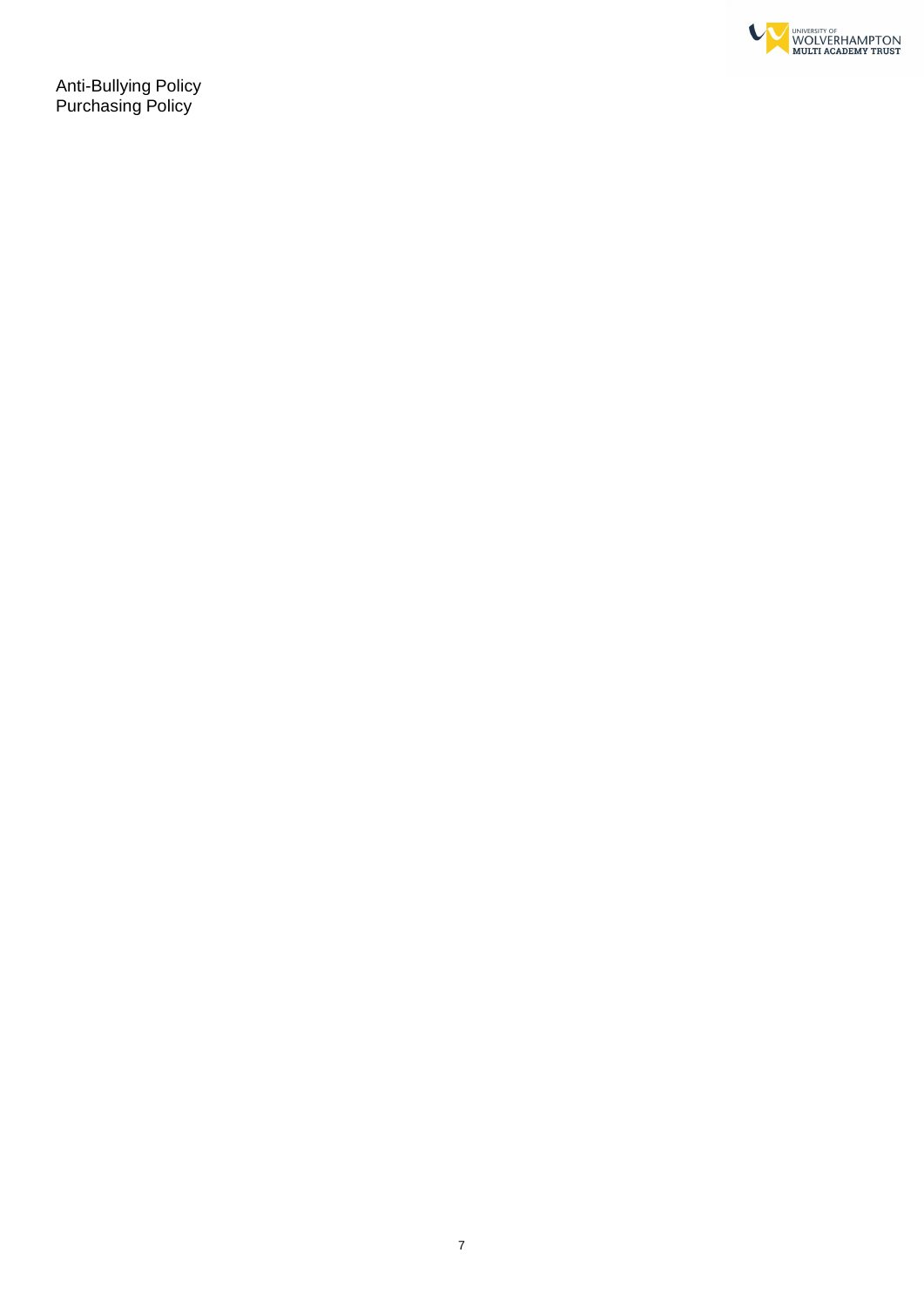Anti-Bullying Policy
Purchasing Policy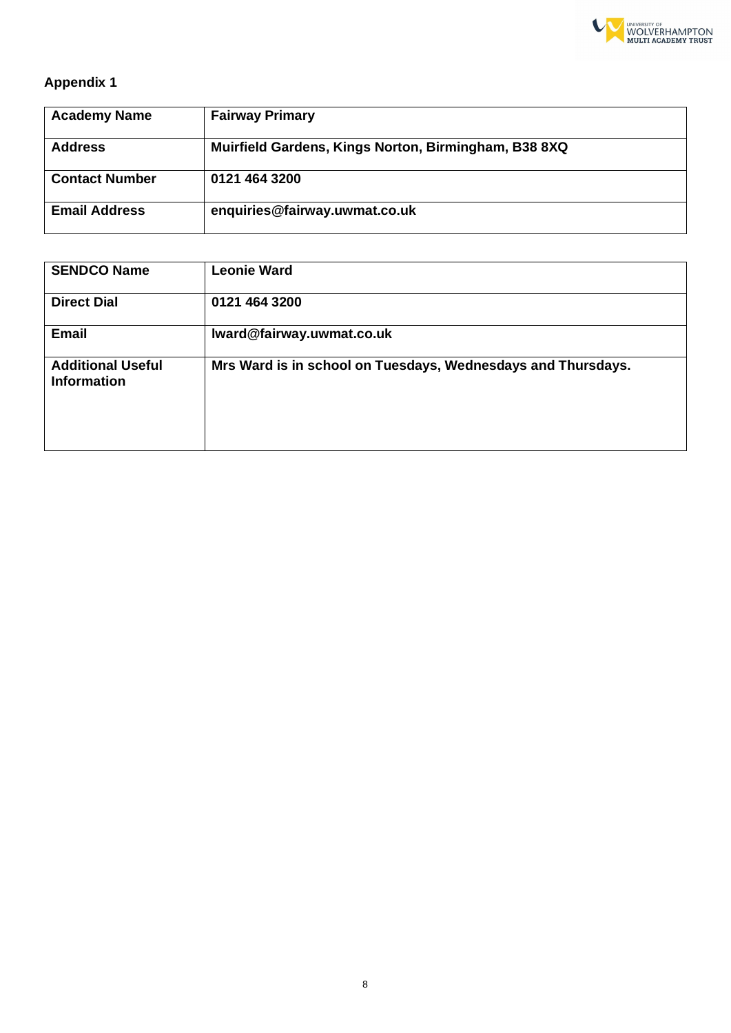## Appendix 1

| | |
|---|---|
| **Academy Name** | **Fairway Primary** |
| **Address** | **Muirfield Gardens, Kings Norton, Birmingham, B38 8XQ** |
| **Contact Number** | **0121 464 3200** |
| **Email Address** | **enquiries@fairway.uwmat.co.uk** |

| | |
|---|---|
| **SENDCO Name** | **Leonie Ward** |
| **Direct Dial** | **0121 464 3200** |
| **Email** | **lward@fairway.uwmat.co.uk** |
| **Additional Useful Information** | **Mrs Ward is in school on Tuesdays, Wednesdays and Thursdays.** |